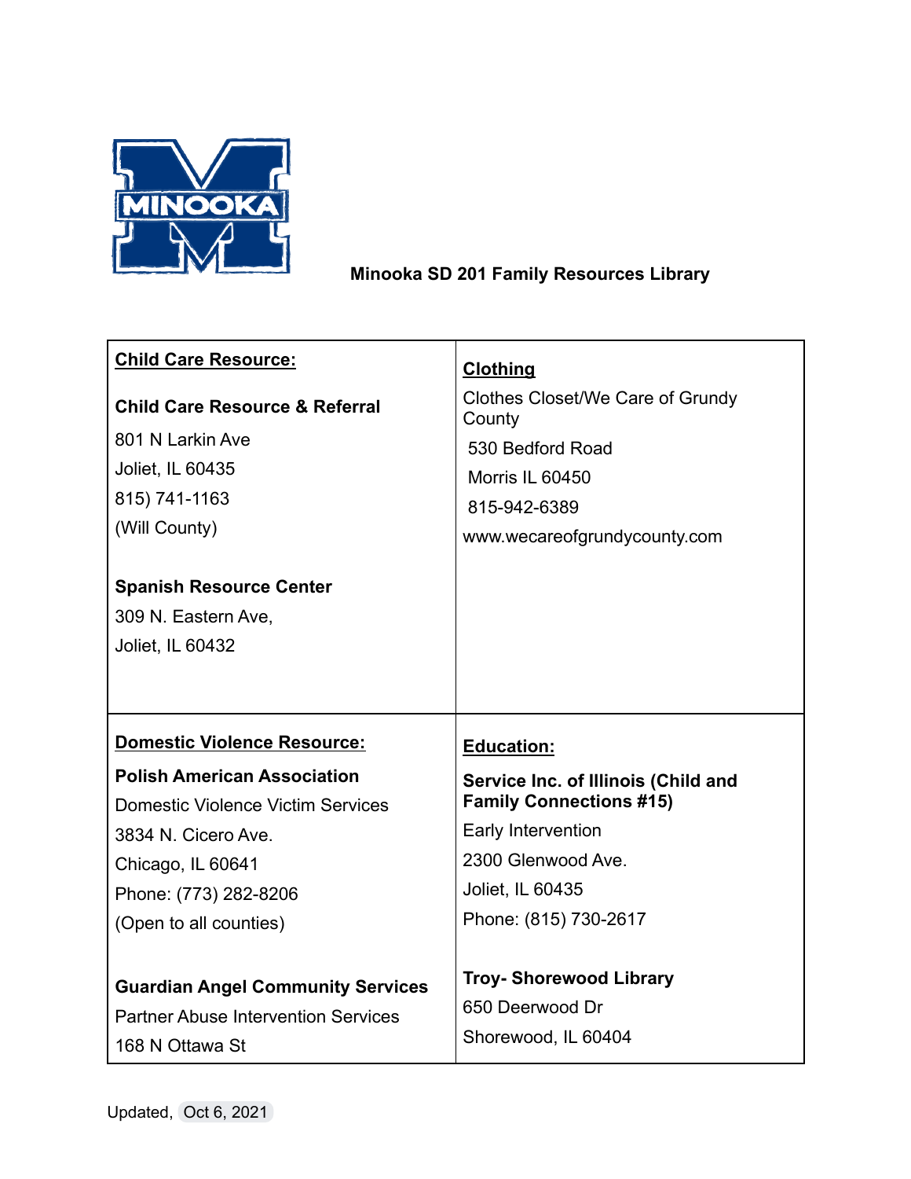# Minooka SD 201 Family Resources Library

| **Child Care Resource:** | **Clothing** |
|---|---|
| **Child Care Resource & Referral**<br>801 N Larkin Ave<br>Joliet, IL 60435<br>815) 741-1163<br>(Will County)<br><br>**Spanish Resource Center**<br>309 N. Eastern Ave,<br>Joliet, IL 60432 | Clothes Closet/We Care of Grundy County<br>530 Bedford Road<br>Morris IL 60450<br>815-942-6389<br>www.wecareofgrundycounty.com |
| **Domestic Violence Resource:** | **Education:** |
| **Polish American Association**<br>Domestic Violence Victim Services<br>3834 N. Cicero Ave.<br>Chicago, IL 60641<br>Phone: (773) 282-8206<br>(Open to all counties)<br><br>**Guardian Angel Community Services**<br>Partner Abuse Intervention Services<br>168 N Ottawa St | **Service Inc. of Illinois (Child and Family Connections #15)**<br>Early Intervention<br>2300 Glenwood Ave.<br>Joliet, IL 60435<br>Phone: (815) 730-2617<br><br>**Troy- Shorewood Library**<br>650 Deerwood Dr<br>Shorewood, IL 60404 |

Updated, Oct 6, 2021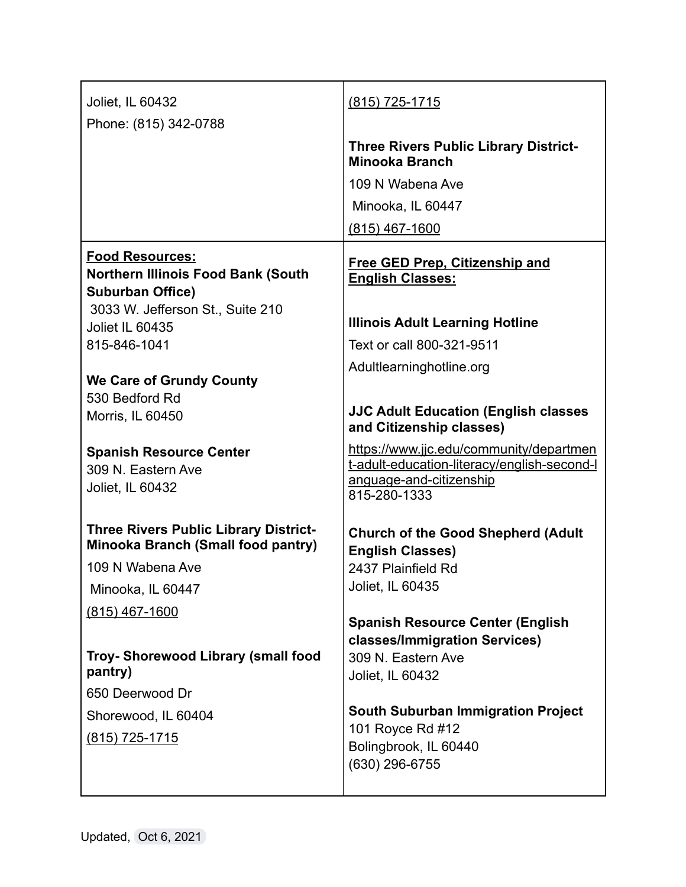| | |
|---|---|
| Joliet, IL 60432<br>Phone: (815) 342-0788 | (815) 725-1715<br><br>**Three Rivers Public Library District-Minooka Branch**<br>109 N Wabena Ave<br>Minooka, IL 60447<br>(815) 467-1600 |
| **Food Resources:**<br>**Northern Illinois Food Bank (South Suburban Office)**<br>3033 W. Jefferson St., Suite 210<br>Joliet IL 60435<br>815-846-1041<br><br>**We Care of Grundy County**<br>530 Bedford Rd<br>Morris, IL 60450<br><br>**Spanish Resource Center**<br>309 N. Eastern Ave<br>Joliet, IL 60432<br><br>**Three Rivers Public Library District-Minooka Branch (Small food pantry)**<br>109 N Wabena Ave<br>Minooka, IL 60447<br>(815) 467-1600<br><br>**Troy- Shorewood Library (small food pantry)**<br>650 Deerwood Dr<br>Shorewood, IL 60404<br>(815) 725-1715 | **Free GED Prep, Citizenship and English Classes:**<br><br>**Illinois Adult Learning Hotline**<br>Text or call 800-321-9511<br>Adultlearninghotline.org<br><br>**JJC Adult Education (English classes and Citizenship classes)**<br>https://www.jjc.edu/community/department-adult-education-literacy/english-second-language-and-citizenship<br>815-280-1333<br><br>**Church of the Good Shepherd (Adult English Classes)**<br>2437 Plainfield Rd<br>Joliet, IL 60435<br><br>**Spanish Resource Center (English classes/Immigration Services)**<br>309 N. Eastern Ave<br>Joliet, IL 60432<br><br>**South Suburban Immigration Project**<br>101 Royce Rd #12<br>Bolingbrook, IL 60440<br>(630) 296-6755 |

Updated, Oct 6, 2021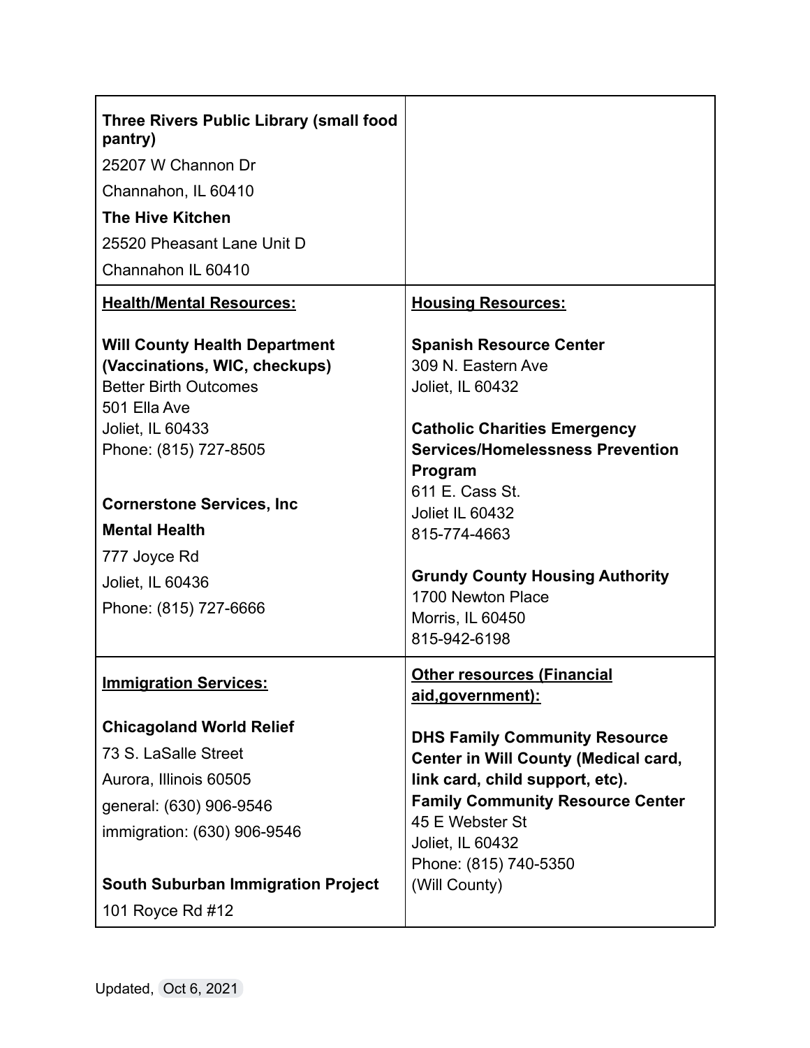| | |
|---|---|
| **Three Rivers Public Library (small food pantry)**<br>25207 W Channon Dr<br>Channahon, IL 60410<br>**The Hive Kitchen**<br>25520 Pheasant Lane Unit D<br>Channahon IL 60410 | |
| **<u>Health/Mental Resources:</u>**<br><br>**Will County Health Department (Vaccinations, WIC, checkups)**<br>Better Birth Outcomes<br>501 Ella Ave<br>Joliet, IL 60433<br>Phone: (815) 727-8505<br><br>**Cornerstone Services, Inc**<br>**Mental Health**<br>777 Joyce Rd<br>Joliet, IL 60436<br>Phone: (815) 727-6666 | **<u>Housing Resources:</u>**<br><br>**Spanish Resource Center**<br>309 N. Eastern Ave<br>Joliet, IL 60432<br><br>**Catholic Charities Emergency Services/Homelessness Prevention Program**<br>611 E. Cass St.<br>Joliet IL 60432<br>815-774-4663<br><br>**Grundy County Housing Authority**<br>1700 Newton Place<br>Morris, IL 60450<br>815-942-6198 |
| **<u>Immigration Services:</u>**<br><br>**Chicagoland World Relief**<br>73 S. LaSalle Street<br>Aurora, Illinois 60505<br>general: (630) 906-9546<br>immigration: (630) 906-9546<br><br>**South Suburban Immigration Project**<br>101 Royce Rd #12 | **<u>Other resources (Financial aid,government):</u>**<br><br>**DHS Family Community Resource Center in Will County (Medical card, link card, child support, etc).**<br>**Family Community Resource Center**<br>45 E Webster St<br>Joliet, IL 60432<br>Phone: (815) 740-5350<br>(Will County) |

Updated, Oct 6, 2021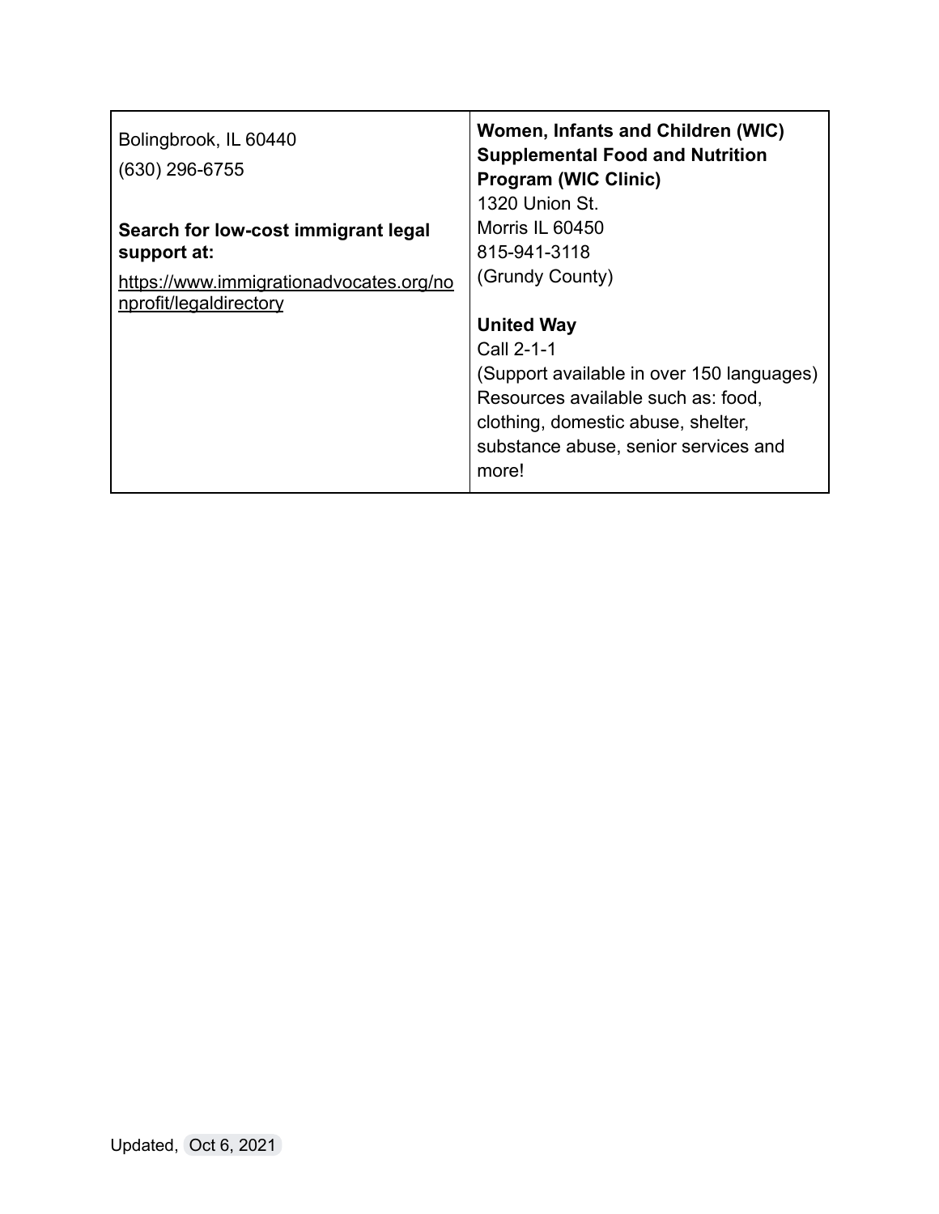| | |
|---|---|
| Bolingbrook, IL 60440<br>(630) 296-6755<br><br>**Search for low-cost immigrant legal support at:**<br>https://www.immigrationadvocates.org/nonprofit/legaldirectory | **Women, Infants and Children (WIC) Supplemental Food and Nutrition Program (WIC Clinic)**<br>1320 Union St.<br>Morris IL 60450<br>815-941-3118<br>(Grundy County)<br><br>**United Way**<br>Call 2-1-1<br>(Support available in over 150 languages)<br>Resources available such as: food, clothing, domestic abuse, shelter, substance abuse, senior services and more! |

Updated, Oct 6, 2021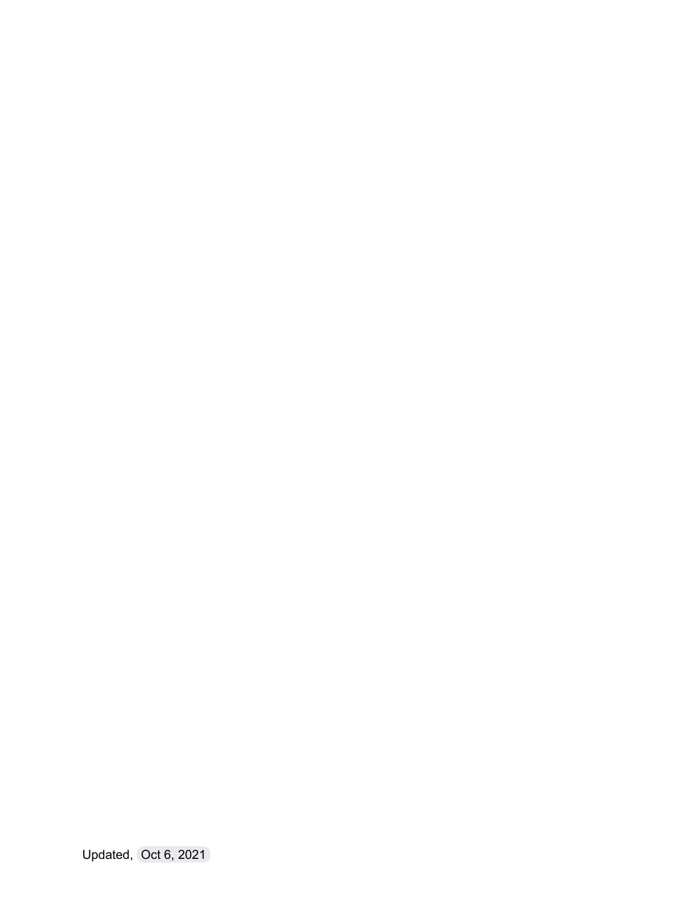Updated, Oct 6, 2021